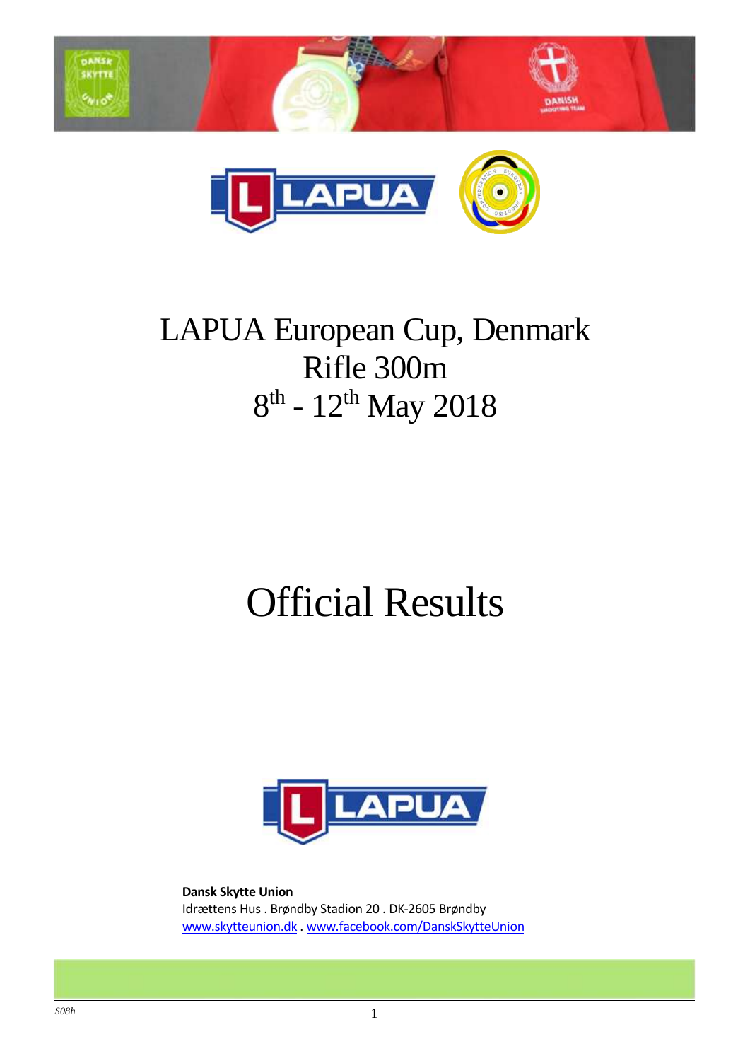# LAPUA European Cup, Denmark
# Rifle 300m
# 8th - 12th May 2018

# Official Results

**Dansk Skytte Union**
Idrættens Hus . Brøndby Stadion 20 . DK-2605 Brøndby
www.skytteunion.dk . www.facebook.com/DanskSkytteUnion

*S08h*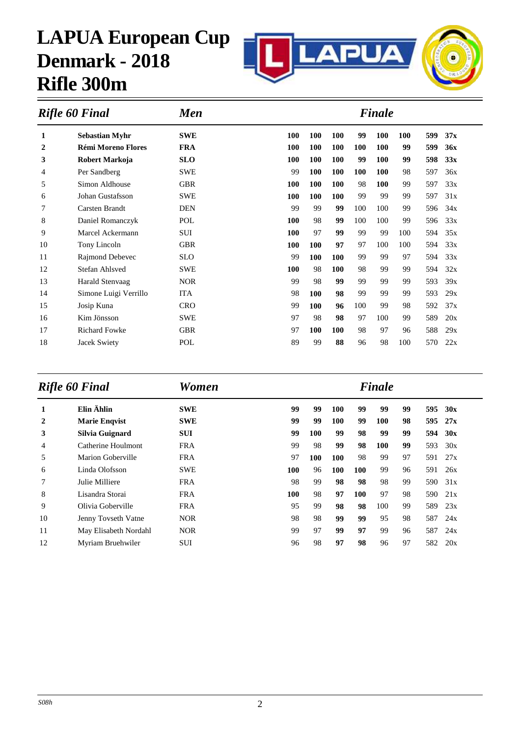# LAPUA European Cup Denmark - 2018 Rifle 300m

| *Rifle 60 Final* | | *Men* | | | | *Finale* | | | | |
|---|---|---|---|---|---|---|---|---|---|---|
| **1** | **Sebastian Myhr** | **SWE** | **100** | **100** | **100** | **99** | **100** | **100** | **599** | **37x** |
| **2** | **Rémi Moreno Flores** | **FRA** | **100** | **100** | **100** | **100** | **100** | **99** | **599** | **36x** |
| **3** | **Robert Markoja** | **SLO** | **100** | **100** | **100** | **99** | **100** | **99** | **598** | **33x** |
| 4 | Per Sandberg | SWE | 99 | **100** | **100** | **100** | **100** | 98 | 597 | 36x |
| 5 | Simon Aldhouse | GBR | **100** | **100** | **100** | 98 | **100** | 99 | 597 | 33x |
| 6 | Johan Gustafsson | SWE | **100** | **100** | **100** | 99 | 99 | 99 | 597 | 31x |
| 7 | Carsten Brandt | DEN | 99 | 99 | **99** | 100 | 100 | 99 | 596 | 34x |
| 8 | Daniel Romanczyk | POL | **100** | 98 | **99** | 100 | 100 | 99 | 596 | 33x |
| 9 | Marcel Ackermann | SUI | **100** | 97 | **99** | 99 | 99 | 100 | 594 | 35x |
| 10 | Tony Lincoln | GBR | **100** | **100** | **97** | 97 | 100 | 100 | 594 | 33x |
| 11 | Rajmond Debevec | SLO | 99 | **100** | **100** | 99 | 99 | 97 | 594 | 33x |
| 12 | Stefan Ahlsved | SWE | **100** | 98 | **100** | 98 | 99 | 99 | 594 | 32x |
| 13 | Harald Stenvaag | NOR | 99 | 98 | **99** | 99 | 99 | 99 | 593 | 39x |
| 14 | Simone Luigi Verrillo | ITA | 98 | **100** | **98** | 99 | 99 | 99 | 593 | 29x |
| 15 | Josip Kuna | CRO | 99 | **100** | **96** | 100 | 99 | 98 | 592 | 37x |
| 16 | Kim Jönsson | SWE | 97 | 98 | **98** | 97 | 100 | 99 | 589 | 20x |
| 17 | Richard Fowke | GBR | 97 | **100** | **100** | 98 | 97 | 96 | 588 | 29x |
| 18 | Jacek Swiety | POL | 89 | 99 | **88** | 96 | 98 | 100 | 570 | 22x |

| *Rifle 60 Final* | | *Women* | | | | *Finale* | | | | |
|---|---|---|---|---|---|---|---|---|---|---|
| **1** | **Elin Ählin** | **SWE** | **99** | **99** | **100** | **99** | **99** | **99** | **595** | **30x** |
| **2** | **Marie Enqvist** | **SWE** | **99** | **99** | **100** | **99** | **100** | **98** | **595** | **27x** |
| **3** | **Silvia Guignard** | **SUI** | **99** | **100** | **99** | **98** | **99** | **99** | **594** | **30x** |
| 4 | Catherine Houlmont | FRA | 99 | 98 | **99** | **98** | **100** | **99** | 593 | 30x |
| 5 | Marion Goberville | FRA | 97 | **100** | **100** | 98 | 99 | 97 | 591 | 27x |
| 6 | Linda Olofsson | SWE | **100** | 96 | **100** | **100** | 99 | 96 | 591 | 26x |
| 7 | Julie Milliere | FRA | 98 | 99 | **98** | **98** | 98 | 99 | 590 | 31x |
| 8 | Lisandra Storai | FRA | **100** | 98 | **97** | **100** | 97 | 98 | 590 | 21x |
| 9 | Olivia Goberville | FRA | 95 | 99 | **98** | **98** | 100 | 99 | 589 | 23x |
| 10 | Jenny Tovseth Vatne | NOR | 98 | 98 | **99** | **99** | 95 | 98 | 587 | 24x |
| 11 | May Elisabeth Nordahl | NOR | 99 | 97 | **99** | **97** | 99 | 96 | 587 | 24x |
| 12 | Myriam Bruehwiler | SUI | 96 | 98 | **97** | **98** | 96 | 97 | 582 | 20x |

*S08h*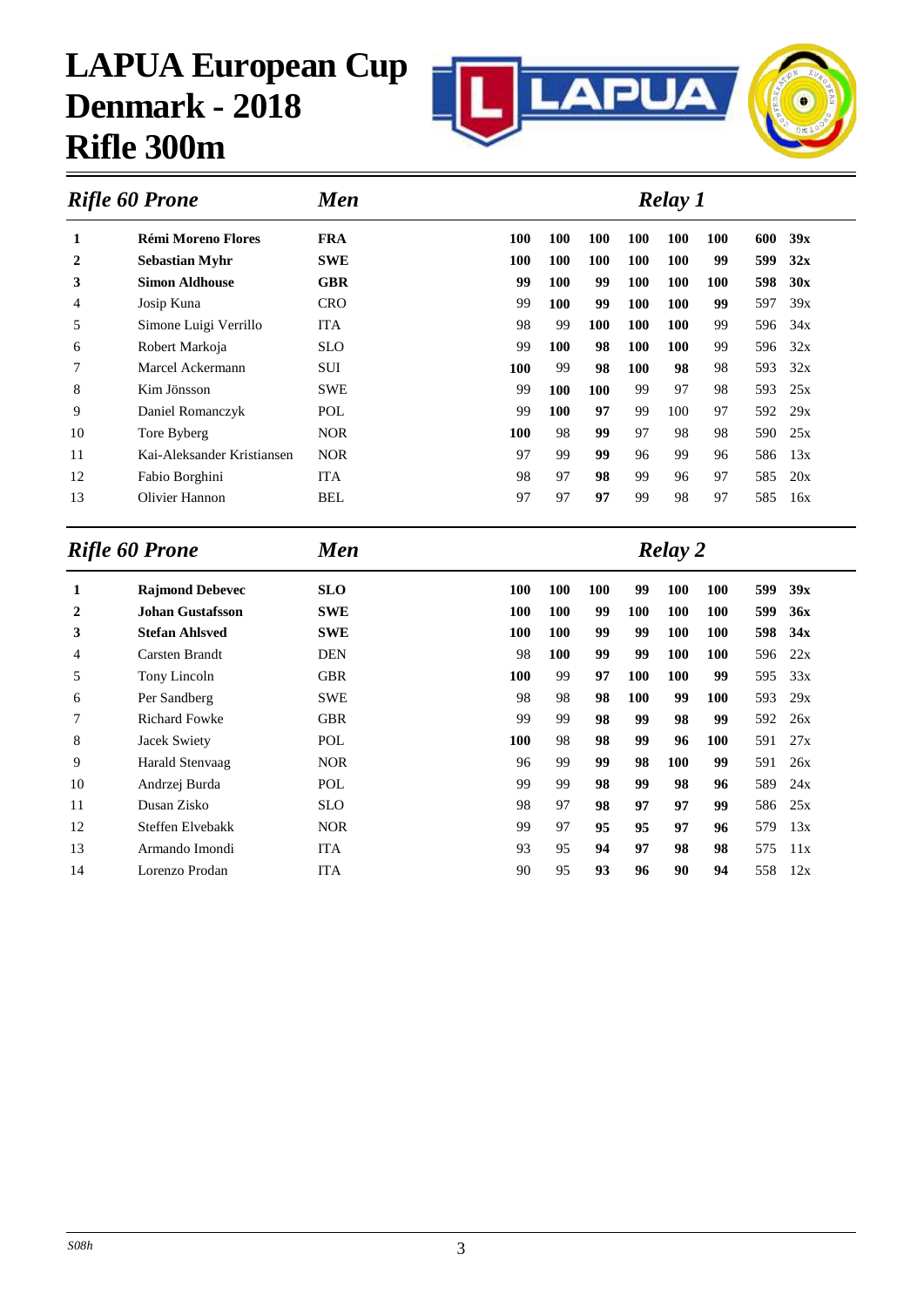# LAPUA European Cup Denmark - 2018 Rifle 300m

## *Rifle 60 Prone* — *Men* — *Relay 1*

| Rank | Name | Nation | 1 | 2 | 3 | 4 | 5 | 6 | Total | X |
|---|---|---|---|---|---|---|---|---|---|---|
| **1** | **Rémi Moreno Flores** | **FRA** | **100** | **100** | **100** | **100** | **100** | **100** | **600** | **39x** |
| **2** | **Sebastian Myhr** | **SWE** | **100** | **100** | **100** | **100** | **100** | **99** | **599** | **32x** |
| **3** | **Simon Aldhouse** | **GBR** | **99** | **100** | **99** | **100** | **100** | **100** | **598** | **30x** |
| 4 | Josip Kuna | CRO | 99 | 100 | 99 | 100 | 100 | 99 | 597 | 39x |
| 5 | Simone Luigi Verrillo | ITA | 98 | 99 | 100 | 100 | 100 | 99 | 596 | 34x |
| 6 | Robert Markoja | SLO | 99 | 100 | 98 | 100 | 100 | 99 | 596 | 32x |
| 7 | Marcel Ackermann | SUI | 100 | 99 | 98 | 100 | 98 | 98 | 593 | 32x |
| 8 | Kim Jönsson | SWE | 99 | 100 | 100 | 99 | 97 | 98 | 593 | 25x |
| 9 | Daniel Romanczyk | POL | 99 | 100 | 97 | 99 | 100 | 97 | 592 | 29x |
| 10 | Tore Byberg | NOR | 100 | 98 | 99 | 97 | 98 | 98 | 590 | 25x |
| 11 | Kai-Aleksander Kristiansen | NOR | 97 | 99 | 99 | 96 | 99 | 96 | 586 | 13x |
| 12 | Fabio Borghini | ITA | 98 | 97 | 98 | 99 | 96 | 97 | 585 | 20x |
| 13 | Olivier Hannon | BEL | 97 | 97 | 97 | 99 | 98 | 97 | 585 | 16x |

## *Rifle 60 Prone* — *Men* — *Relay 2*

| Rank | Name | Nation | 1 | 2 | 3 | 4 | 5 | 6 | Total | X |
|---|---|---|---|---|---|---|---|---|---|---|
| **1** | **Rajmond Debevec** | **SLO** | **100** | **100** | **100** | **99** | **100** | **100** | **599** | **39x** |
| **2** | **Johan Gustafsson** | **SWE** | **100** | **100** | **99** | **100** | **100** | **100** | **599** | **36x** |
| **3** | **Stefan Ahlsved** | **SWE** | **100** | **100** | **99** | **99** | **100** | **100** | **598** | **34x** |
| 4 | Carsten Brandt | DEN | 98 | 100 | 99 | 99 | 100 | 100 | 596 | 22x |
| 5 | Tony Lincoln | GBR | 100 | 99 | 97 | 100 | 100 | 99 | 595 | 33x |
| 6 | Per Sandberg | SWE | 98 | 98 | 98 | 100 | 99 | 100 | 593 | 29x |
| 7 | Richard Fowke | GBR | 99 | 99 | 98 | 99 | 98 | 99 | 592 | 26x |
| 8 | Jacek Swiety | POL | 100 | 98 | 98 | 99 | 96 | 100 | 591 | 27x |
| 9 | Harald Stenvaag | NOR | 96 | 99 | 99 | 98 | 100 | 99 | 591 | 26x |
| 10 | Andrzej Burda | POL | 99 | 99 | 98 | 99 | 98 | 96 | 589 | 24x |
| 11 | Dusan Zisko | SLO | 98 | 97 | 98 | 97 | 97 | 99 | 586 | 25x |
| 12 | Steffen Elvebakk | NOR | 99 | 97 | 95 | 95 | 97 | 96 | 579 | 13x |
| 13 | Armando Imondi | ITA | 93 | 95 | 94 | 97 | 98 | 98 | 575 | 11x |
| 14 | Lorenzo Prodan | ITA | 90 | 95 | 93 | 96 | 90 | 94 | 558 | 12x |

*S08h*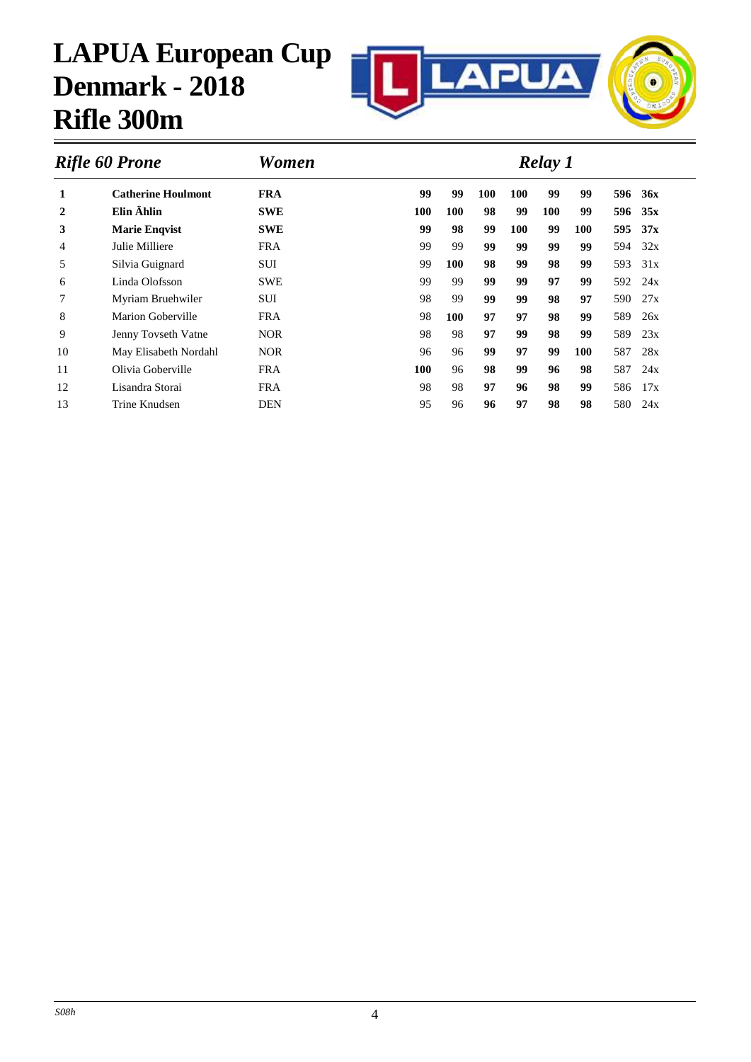# LAPUA European Cup
# Denmark - 2018
# Rifle 300m

***Rifle 60 Prone*** ***Women*** ***Relay 1***

| | | | | | | | | | | |
|---|---|---|---|---|---|---|---|---|---|---|
| **1** | **Catherine Houlmont** | **FRA** | **99** | **99** | **100** | **100** | **99** | **99** | **596** | **36x** |
| **2** | **Elin Åhlin** | **SWE** | **100** | **100** | **98** | **99** | **100** | **99** | **596** | **35x** |
| **3** | **Marie Enqvist** | **SWE** | **99** | **98** | **99** | **100** | **99** | **100** | **595** | **37x** |
| 4 | Julie Milliere | FRA | 99 | 99 | **99** | **99** | **99** | **99** | 594 | 32x |
| 5 | Silvia Guignard | SUI | 99 | **100** | **98** | **99** | **98** | **99** | 593 | 31x |
| 6 | Linda Olofsson | SWE | 99 | 99 | **99** | **99** | **97** | **99** | 592 | 24x |
| 7 | Myriam Bruehwiler | SUI | 98 | 99 | **99** | **99** | **98** | **97** | 590 | 27x |
| 8 | Marion Goberville | FRA | 98 | **100** | **97** | **97** | **98** | **99** | 589 | 26x |
| 9 | Jenny Tovseth Vatne | NOR | 98 | 98 | **97** | **99** | **98** | **99** | 589 | 23x |
| 10 | May Elisabeth Nordahl | NOR | 96 | 96 | **99** | **97** | **99** | **100** | 587 | 28x |
| 11 | Olivia Goberville | FRA | **100** | 96 | **98** | **99** | **96** | **98** | 587 | 24x |
| 12 | Lisandra Storai | FRA | 98 | 98 | **97** | **96** | **98** | **99** | 586 | 17x |
| 13 | Trine Knudsen | DEN | 95 | 96 | **96** | **97** | **98** | **98** | 580 | 24x |

*S08h*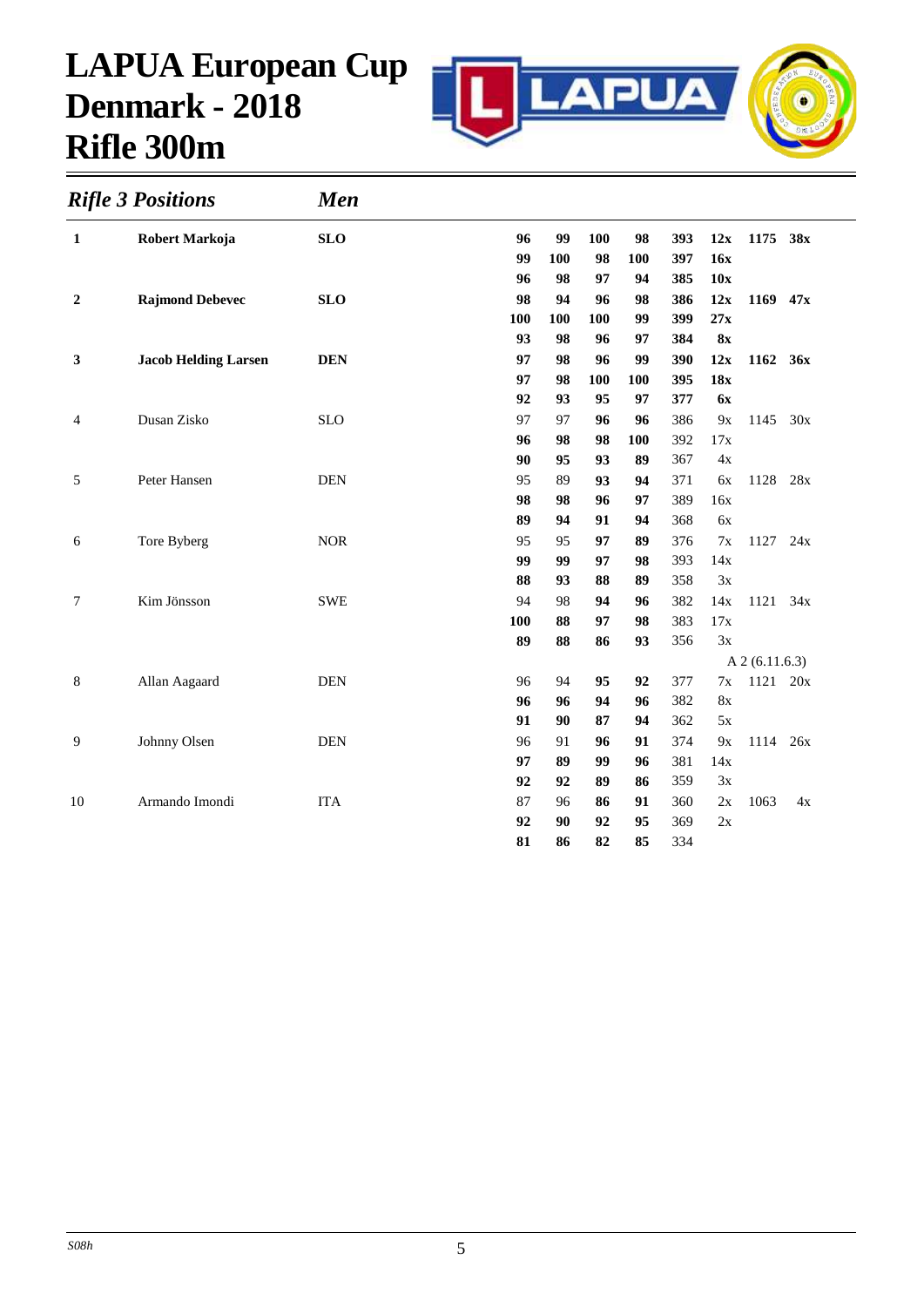# LAPUA European Cup Denmark - 2018 Rifle 300m

***Rifle 3 Positions*** ***Men***

| Rank | Name | Nation | S1 | S2 | S3 | S4 | Total | X | Final | X |
|---|---|---|---|---|---|---|---|---|---|---|
| **1** | **Robert Markoja** | **SLO** | **96** | **99** | **100** | **98** | **393** | **12x** | **1175** | **38x** |
| | | | **99** | **100** | **98** | **100** | **397** | **16x** | | |
| | | | **96** | **98** | **97** | **94** | **385** | **10x** | | |
| **2** | **Rajmond Debevec** | **SLO** | **98** | **94** | **96** | **98** | **386** | **12x** | **1169** | **47x** |
| | | | **100** | **100** | **100** | **99** | **399** | **27x** | | |
| | | | **93** | **98** | **96** | **97** | **384** | **8x** | | |
| **3** | **Jacob Helding Larsen** | **DEN** | **97** | **98** | **96** | **99** | **390** | **12x** | **1162** | **36x** |
| | | | **97** | **98** | **100** | **100** | **395** | **18x** | | |
| | | | **92** | **93** | **95** | **97** | **377** | **6x** | | |
| 4 | Dusan Zisko | SLO | 97 | 97 | **96** | **96** | 386 | 9x | 1145 | 30x |
| | | | **96** | **98** | **98** | **100** | 392 | 17x | | |
| | | | **90** | **95** | **93** | **89** | 367 | 4x | | |
| 5 | Peter Hansen | DEN | 95 | 89 | **93** | **94** | 371 | 6x | 1128 | 28x |
| | | | **98** | **98** | **96** | **97** | 389 | 16x | | |
| | | | **89** | **94** | **91** | **94** | 368 | 6x | | |
| 6 | Tore Byberg | NOR | 95 | 95 | **97** | **89** | 376 | 7x | 1127 | 24x |
| | | | **99** | **99** | **97** | **98** | 393 | 14x | | |
| | | | **88** | **93** | **88** | **89** | 358 | 3x | | |
| 7 | Kim Jönsson | SWE | 94 | 98 | **94** | **96** | 382 | 14x | 1121 | 34x |
| | | | **100** | **88** | **97** | **98** | 383 | 17x | | |
| | | | **89** | **88** | **86** | **93** | 356 | 3x | | |
| | | | | | | | | A 2 (6.11.6.3) | | |
| 8 | Allan Aagaard | DEN | 96 | 94 | **95** | **92** | 377 | 7x | 1121 | 20x |
| | | | **96** | **96** | **94** | **96** | 382 | 8x | | |
| | | | **91** | **90** | **87** | **94** | 362 | 5x | | |
| 9 | Johnny Olsen | DEN | 96 | 91 | **96** | **91** | 374 | 9x | 1114 | 26x |
| | | | **97** | **89** | **99** | **96** | 381 | 14x | | |
| | | | **92** | **92** | **89** | **86** | 359 | 3x | | |
| 10 | Armando Imondi | ITA | 87 | 96 | **86** | **91** | 360 | 2x | 1063 | 4x |
| | | | **92** | **90** | **92** | **95** | 369 | 2x | | |
| | | | **81** | **86** | **82** | **85** | 334 | | | |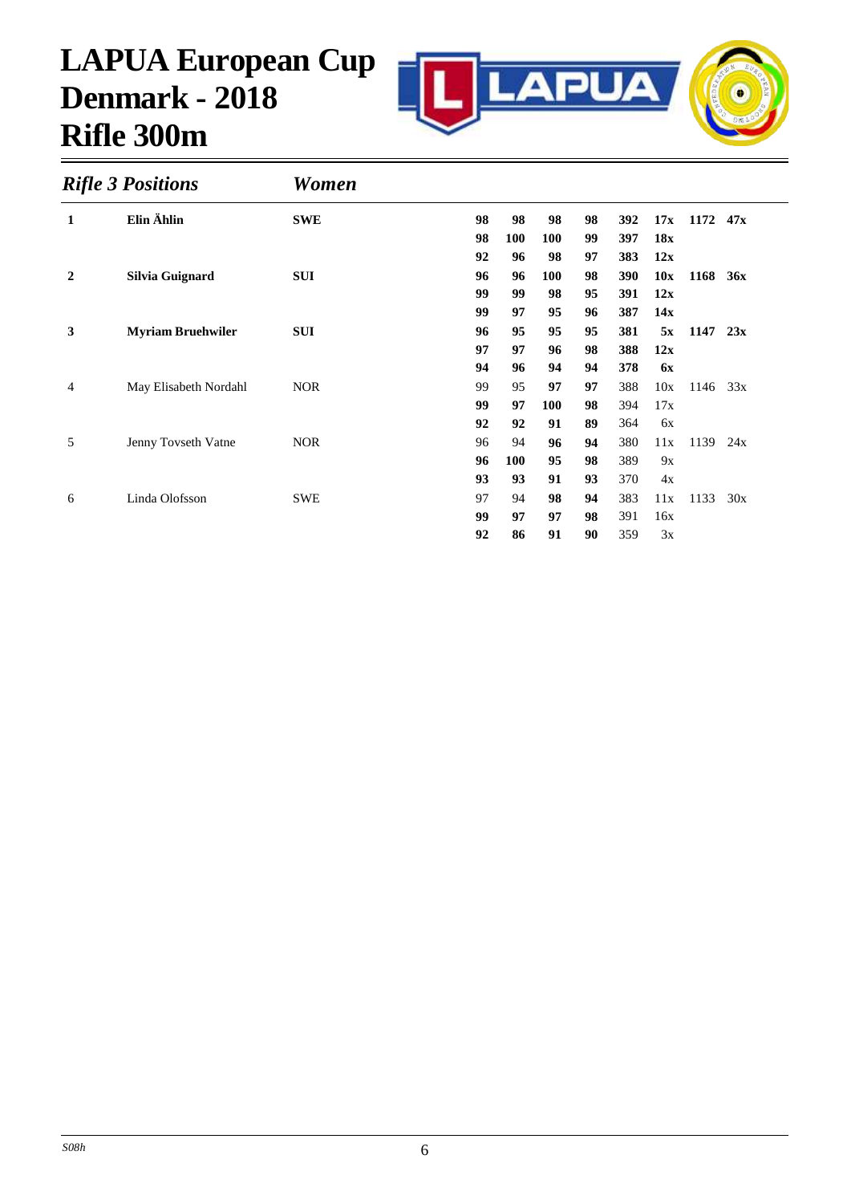# LAPUA European Cup
# Denmark - 2018
# Rifle 300m

## *Rifle 3 Positions* *Women*

| Rank | Name | Nation | | | | | Series | X | Total | X |
|---|---|---|---|---|---|---|---|---|---|---|
| **1** | **Elin Åhlin** | **SWE** | **98** | **98** | **98** | **98** | **392** | **17x** | **1172** | **47x** |
| | | | **98** | **100** | **100** | **99** | **397** | **18x** | | |
| | | | **92** | **96** | **98** | **97** | **383** | **12x** | | |
| **2** | **Silvia Guignard** | **SUI** | **96** | **96** | **100** | **98** | **390** | **10x** | **1168** | **36x** |
| | | | **99** | **99** | **98** | **95** | **391** | **12x** | | |
| | | | **99** | **97** | **95** | **96** | **387** | **14x** | | |
| **3** | **Myriam Bruehwiler** | **SUI** | **96** | **95** | **95** | **95** | **381** | **5x** | **1147** | **23x** |
| | | | **97** | **97** | **96** | **98** | **388** | **12x** | | |
| | | | **94** | **96** | **94** | **94** | **378** | **6x** | | |
| 4 | May Elisabeth Nordahl | NOR | 99 | 95 | **97** | **97** | 388 | 10x | 1146 | 33x |
| | | | **99** | **97** | **100** | **98** | 394 | 17x | | |
| | | | **92** | **92** | **91** | **89** | 364 | 6x | | |
| 5 | Jenny Tovseth Vatne | NOR | 96 | 94 | **96** | **94** | 380 | 11x | 1139 | 24x |
| | | | **96** | **100** | **95** | **98** | 389 | 9x | | |
| | | | **93** | **93** | **91** | **93** | 370 | 4x | | |
| 6 | Linda Olofsson | SWE | 97 | 94 | **98** | **94** | 383 | 11x | 1133 | 30x |
| | | | **99** | **97** | **97** | **98** | 391 | 16x | | |
| | | | **92** | **86** | **91** | **90** | 359 | 3x | | |

*S08h*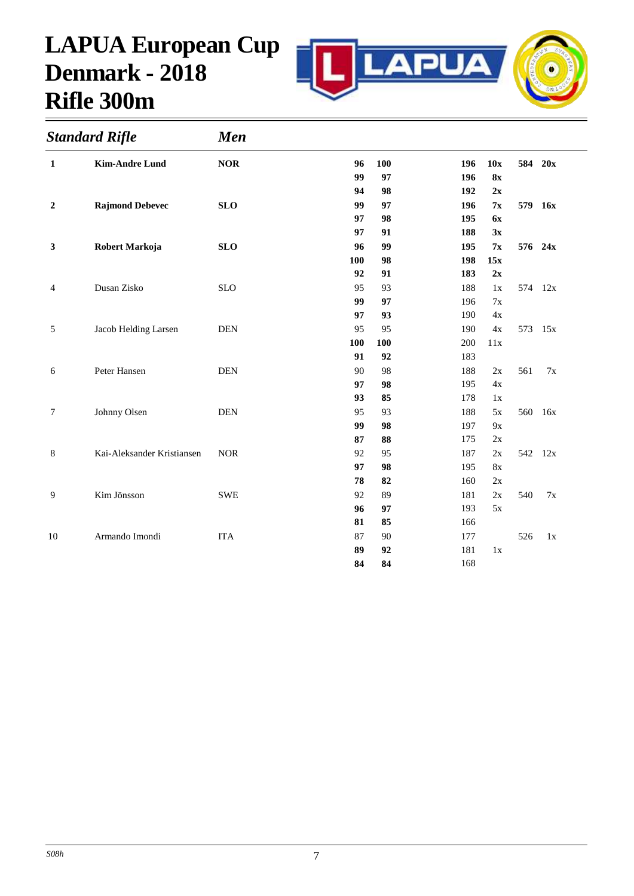# LAPUA European Cup Denmark - 2018 Rifle 300m

## *Standard Rifle* — *Men*

| Rank | Name | Nation | Series 1 | Series 2 | Total | X | Final | X |
|---|---|---|---|---|---|---|---|---|
| **1** | **Kim-Andre Lund** | **NOR** | **96** | **100** | **196** | **10x** | **584** | **20x** |
| | | | **99** | **97** | **196** | **8x** | | |
| | | | **94** | **98** | **192** | **2x** | | |
| **2** | **Rajmond Debevec** | **SLO** | **99** | **97** | **196** | **7x** | **579** | **16x** |
| | | | **97** | **98** | **195** | **6x** | | |
| | | | **97** | **91** | **188** | **3x** | | |
| **3** | **Robert Markoja** | **SLO** | **96** | **99** | **195** | **7x** | **576** | **24x** |
| | | | **100** | **98** | **198** | **15x** | | |
| | | | **92** | **91** | **183** | **2x** | | |
| 4 | Dusan Zisko | SLO | 95 | 93 | 188 | 1x | 574 | 12x |
| | | | **99** | **97** | 196 | 7x | | |
| | | | **97** | **93** | 190 | 4x | | |
| 5 | Jacob Helding Larsen | DEN | 95 | 95 | 190 | 4x | 573 | 15x |
| | | | **100** | **100** | 200 | 11x | | |
| | | | **91** | **92** | 183 | | | |
| 6 | Peter Hansen | DEN | 90 | 98 | 188 | 2x | 561 | 7x |
| | | | **97** | **98** | 195 | 4x | | |
| | | | **93** | **85** | 178 | 1x | | |
| 7 | Johnny Olsen | DEN | 95 | 93 | 188 | 5x | 560 | 16x |
| | | | **99** | **98** | 197 | 9x | | |
| | | | **87** | **88** | 175 | 2x | | |
| 8 | Kai-Aleksander Kristiansen | NOR | 92 | 95 | 187 | 2x | 542 | 12x |
| | | | **97** | **98** | 195 | 8x | | |
| | | | **78** | **82** | 160 | 2x | | |
| 9 | Kim Jönsson | SWE | 92 | 89 | 181 | 2x | 540 | 7x |
| | | | **96** | **97** | 193 | 5x | | |
| | | | **81** | **85** | 166 | | | |
| 10 | Armando Imondi | ITA | 87 | 90 | 177 | | 526 | 1x |
| | | | **89** | **92** | 181 | 1x | | |
| | | | **84** | **84** | 168 | | | |

*S08h*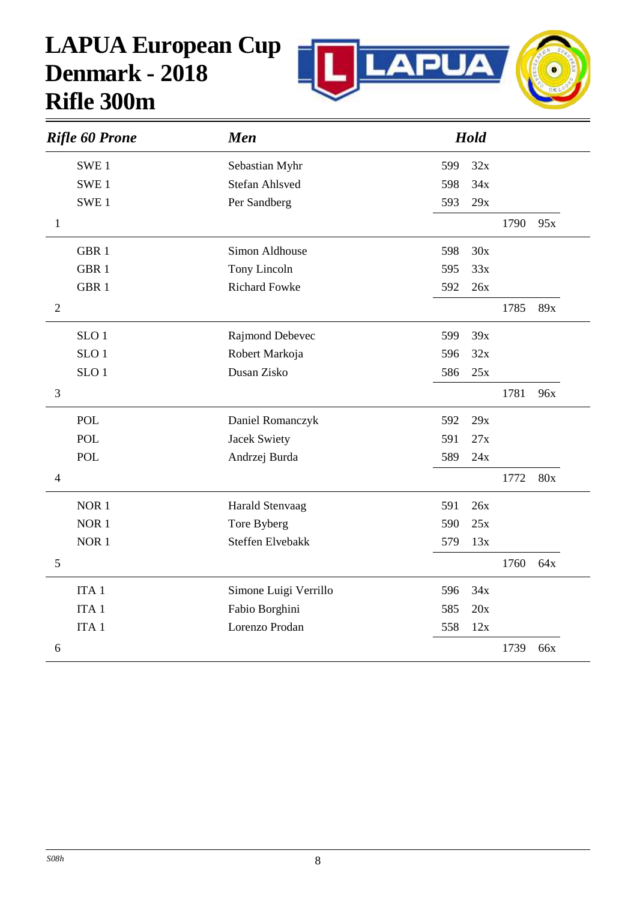# LAPUA European Cup
# Denmark - 2018
# Rifle 300m

| *Rifle 60 Prone* | | *Men* | *Hold* | | | |
|---|---|---|---|---|---|---|
| | SWE 1 | Sebastian Myhr | 599 | 32x | | |
| | SWE 1 | Stefan Ahlsved | 598 | 34x | | |
| | SWE 1 | Per Sandberg | 593 | 29x | | |
| 1 | | | | | 1790 | 95x |
| | GBR 1 | Simon Aldhouse | 598 | 30x | | |
| | GBR 1 | Tony Lincoln | 595 | 33x | | |
| | GBR 1 | Richard Fowke | 592 | 26x | | |
| 2 | | | | | 1785 | 89x |
| | SLO 1 | Rajmond Debevec | 599 | 39x | | |
| | SLO 1 | Robert Markoja | 596 | 32x | | |
| | SLO 1 | Dusan Zisko | 586 | 25x | | |
| 3 | | | | | 1781 | 96x |
| | POL | Daniel Romanczyk | 592 | 29x | | |
| | POL | Jacek Swiety | 591 | 27x | | |
| | POL | Andrzej Burda | 589 | 24x | | |
| 4 | | | | | 1772 | 80x |
| | NOR 1 | Harald Stenvaag | 591 | 26x | | |
| | NOR 1 | Tore Byberg | 590 | 25x | | |
| | NOR 1 | Steffen Elvebakk | 579 | 13x | | |
| 5 | | | | | 1760 | 64x |
| | ITA 1 | Simone Luigi Verrillo | 596 | 34x | | |
| | ITA 1 | Fabio Borghini | 585 | 20x | | |
| | ITA 1 | Lorenzo Prodan | 558 | 12x | | |
| 6 | | | | | 1739 | 66x |

*S08h*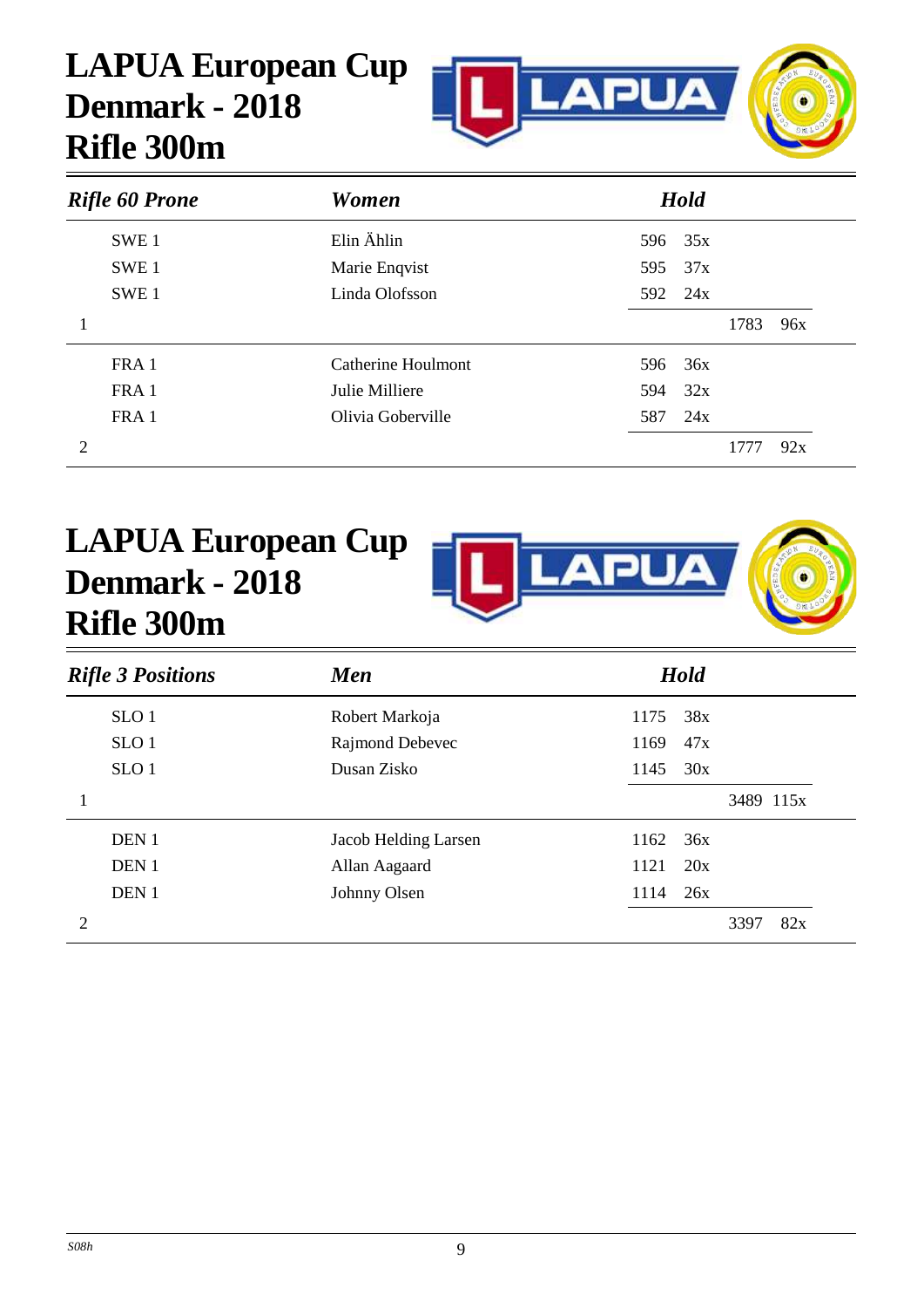# LAPUA European Cup Denmark - 2018 Rifle 300m

| *Rifle 60 Prone* | *Women* | *Hold* | | | |
|---|---|---|---|---|---|
| SWE 1 | Elin Åhlin | 596 | 35x | | |
| SWE 1 | Marie Enqvist | 595 | 37x | | |
| SWE 1 | Linda Olofsson | 592 | 24x | | |
| 1 | | | | 1783 | 96x |
| FRA 1 | Catherine Houlmont | 596 | 36x | | |
| FRA 1 | Julie Milliere | 594 | 32x | | |
| FRA 1 | Olivia Goberville | 587 | 24x | | |
| 2 | | | | 1777 | 92x |

# LAPUA European Cup Denmark - 2018 Rifle 300m

| *Rifle 3 Positions* | *Men* | *Hold* | | | |
|---|---|---|---|---|---|
| SLO 1 | Robert Markoja | 1175 | 38x | | |
| SLO 1 | Rajmond Debevec | 1169 | 47x | | |
| SLO 1 | Dusan Zisko | 1145 | 30x | | |
| 1 | | | | 3489 | 115x |
| DEN 1 | Jacob Helding Larsen | 1162 | 36x | | |
| DEN 1 | Allan Aagaard | 1121 | 20x | | |
| DEN 1 | Johnny Olsen | 1114 | 26x | | |
| 2 | | | | 3397 | 82x |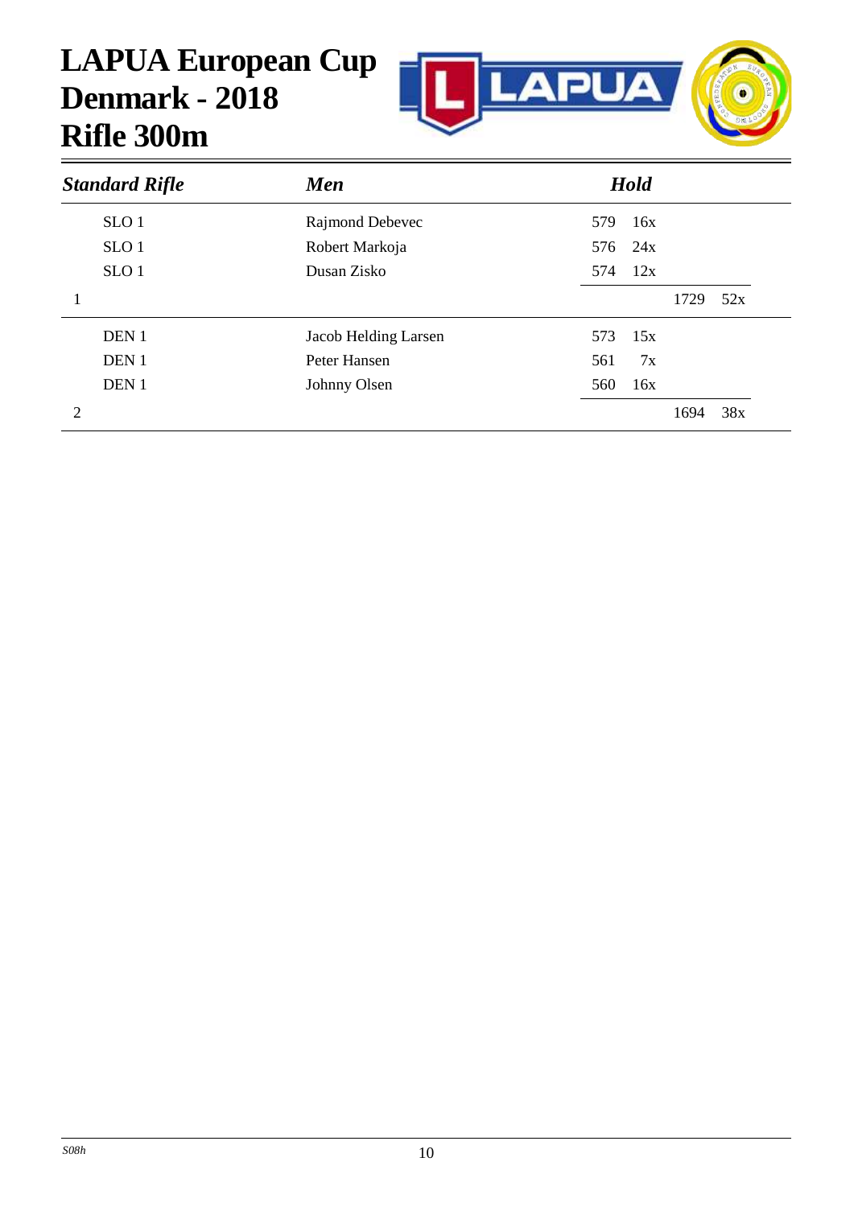# LAPUA European Cup
# Denmark - 2018
# Rifle 300m

| *Standard Rifle* | | *Men* | *Hold* | | | |
|---|---|---|---|---|---|---|
| | SLO 1 | Rajmond Debevec | 579 | 16x | | |
| | SLO 1 | Robert Markoja | 576 | 24x | | |
| | SLO 1 | Dusan Zisko | 574 | 12x | | |
| 1 | | | | | 1729 | 52x |
| | DEN 1 | Jacob Helding Larsen | 573 | 15x | | |
| | DEN 1 | Peter Hansen | 561 | 7x | | |
| | DEN 1 | Johnny Olsen | 560 | 16x | | |
| 2 | | | | | 1694 | 38x |

*S08h*